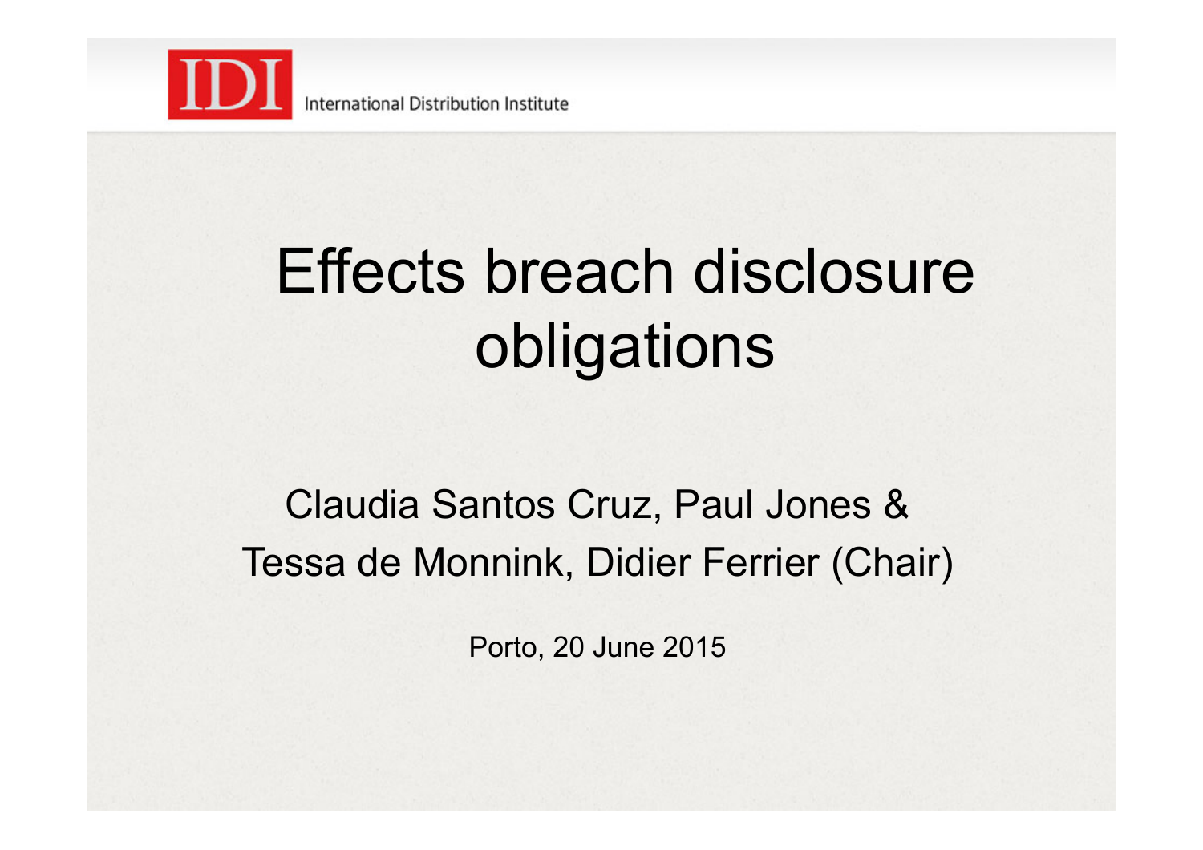IDI International Distribution Institute

# Effects breach disclosure obligations

Claudia Santos Cruz, Paul Jones &
Tessa de Monnink, Didier Ferrier (Chair)

Porto, 20 June 2015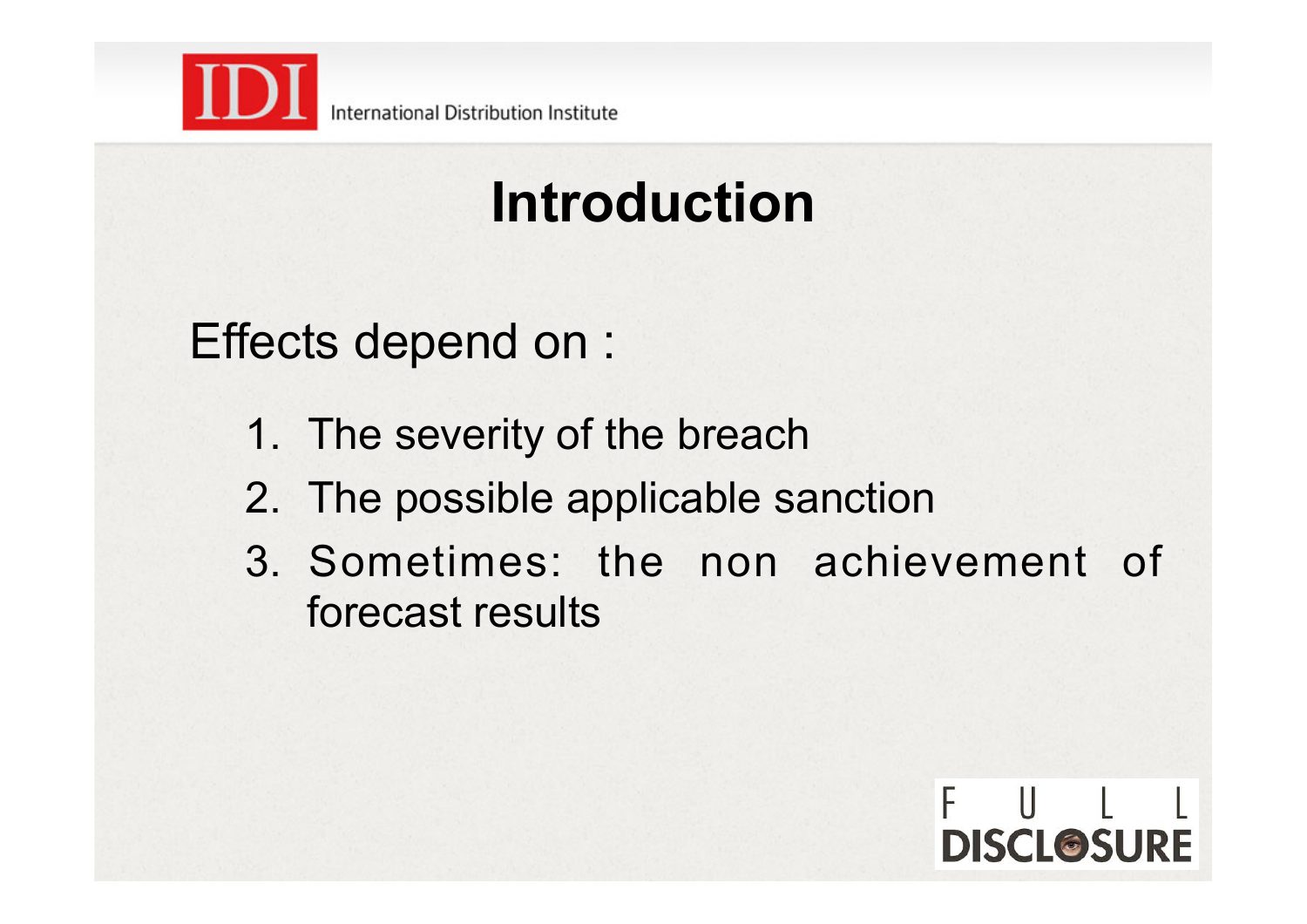# Introduction

Effects depend on :

1. The severity of the breach
2. The possible applicable sanction
3. Sometimes: the non achievement of forecast results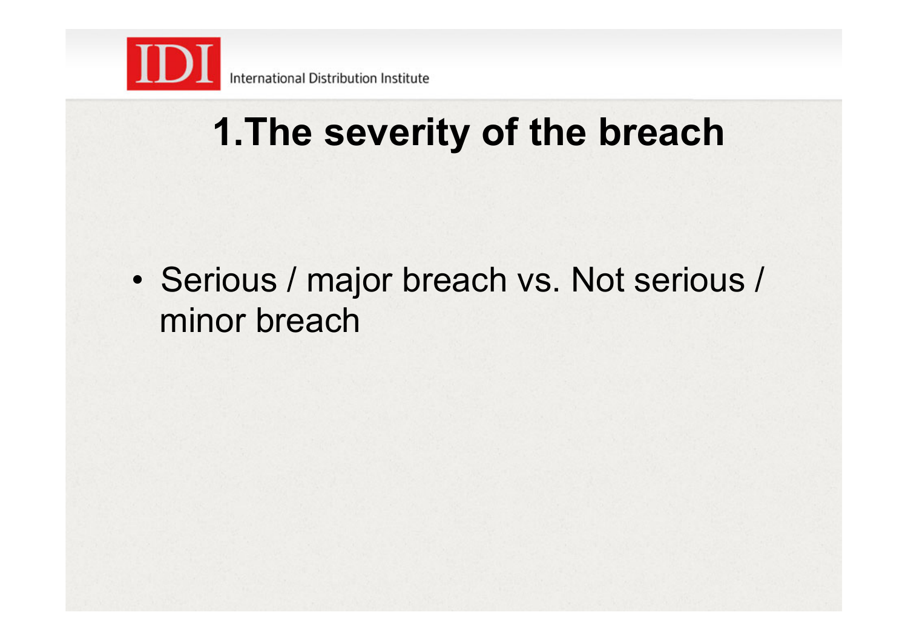# 1.The severity of the breach

- Serious / major breach vs. Not serious / minor breach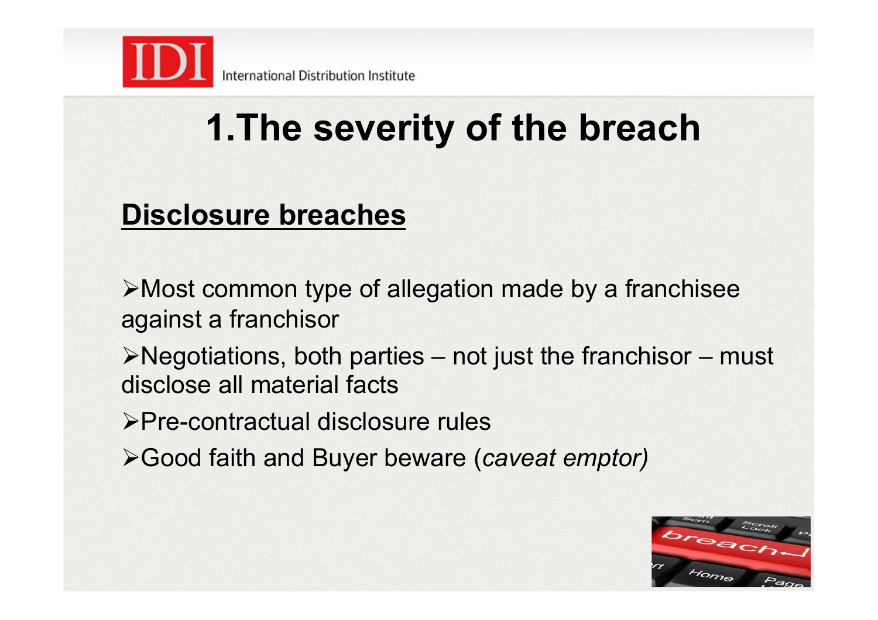# 1.The severity of the breach

## Disclosure breaches

- Most common type of allegation made by a franchisee against a franchisor
- Negotiations, both parties – not just the franchisor – must disclose all material facts
- Pre-contractual disclosure rules
- Good faith and Buyer beware (*caveat emptor)*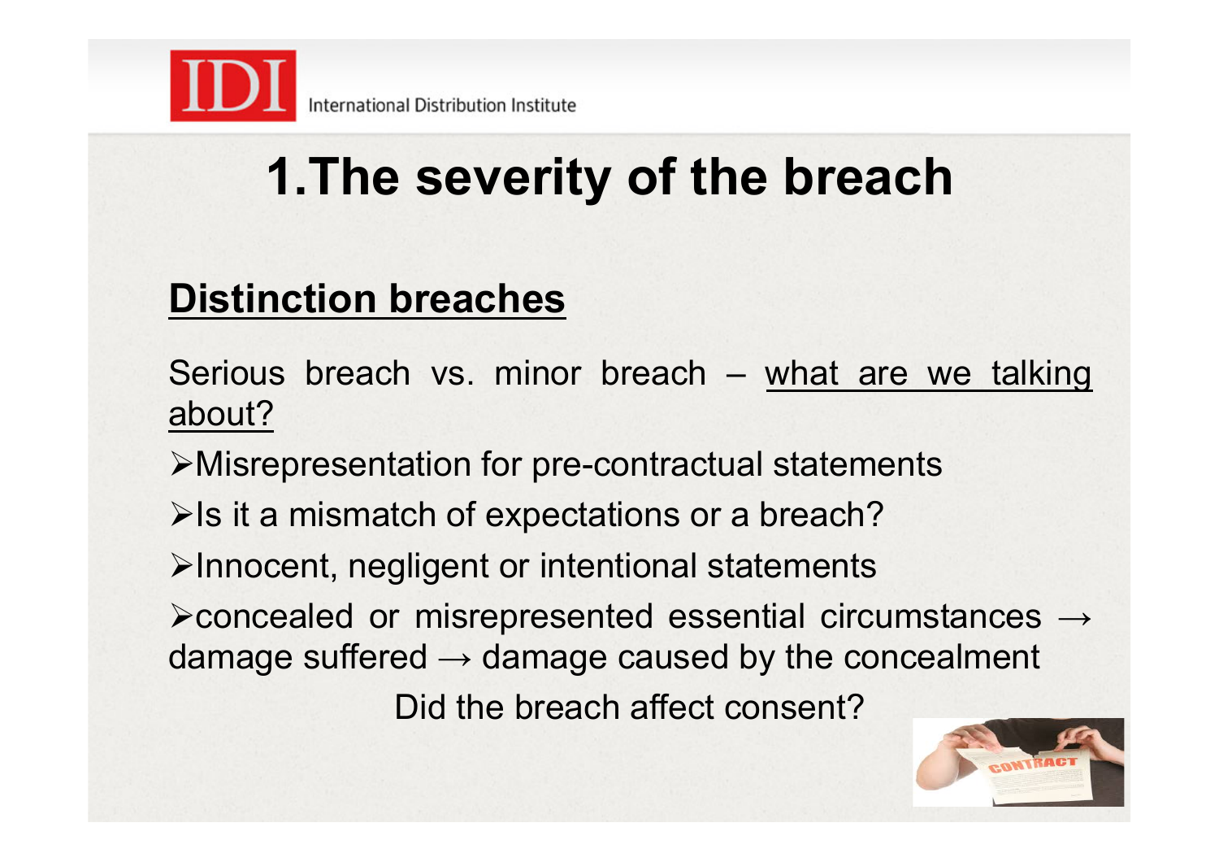# 1. The severity of the breach

## Distinction breaches

Serious breach vs. minor breach – what are we talking about?

- Misrepresentation for pre-contractual statements
- Is it a mismatch of expectations or a breach?
- Innocent, negligent or intentional statements
- concealed or misrepresented essential circumstances → damage suffered → damage caused by the concealment

Did the breach affect consent?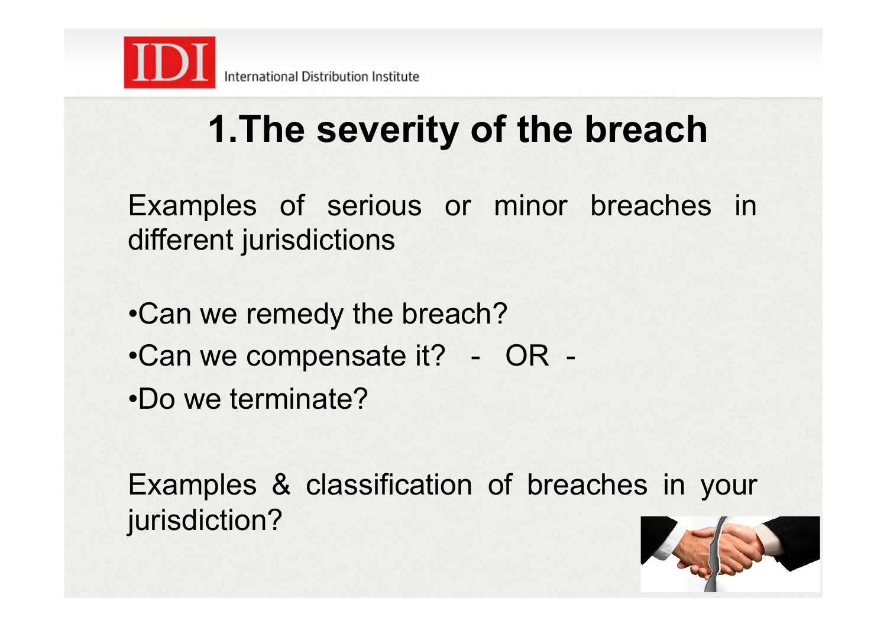# 1.The severity of the breach

Examples of serious or minor breaches in different jurisdictions

- Can we remedy the breach?
- Can we compensate it? - OR -
- Do we terminate?

Examples & classification of breaches in your jurisdiction?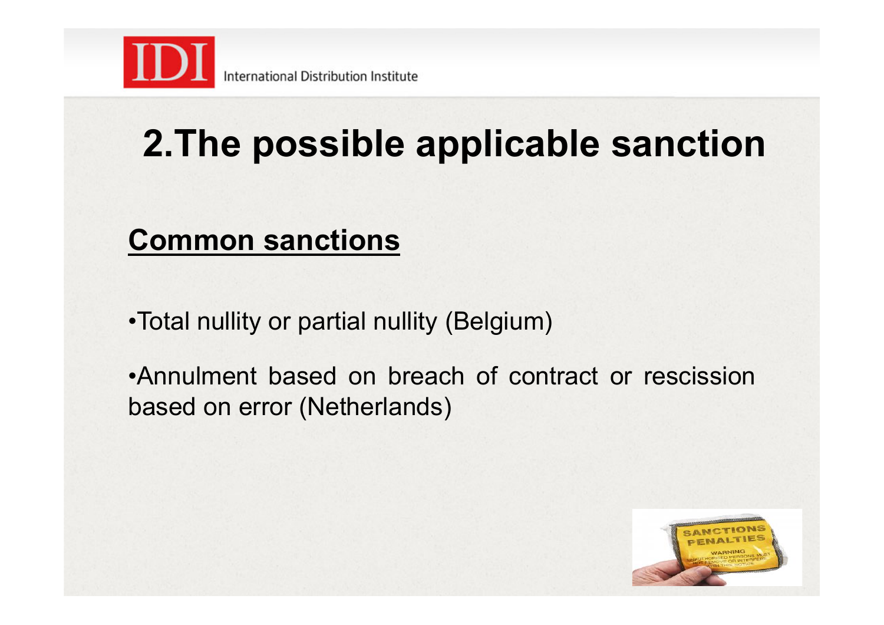# 2.The possible applicable sanction

## Common sanctions

- Total nullity or partial nullity (Belgium)
- Annulment based on breach of contract or rescission based on error (Netherlands)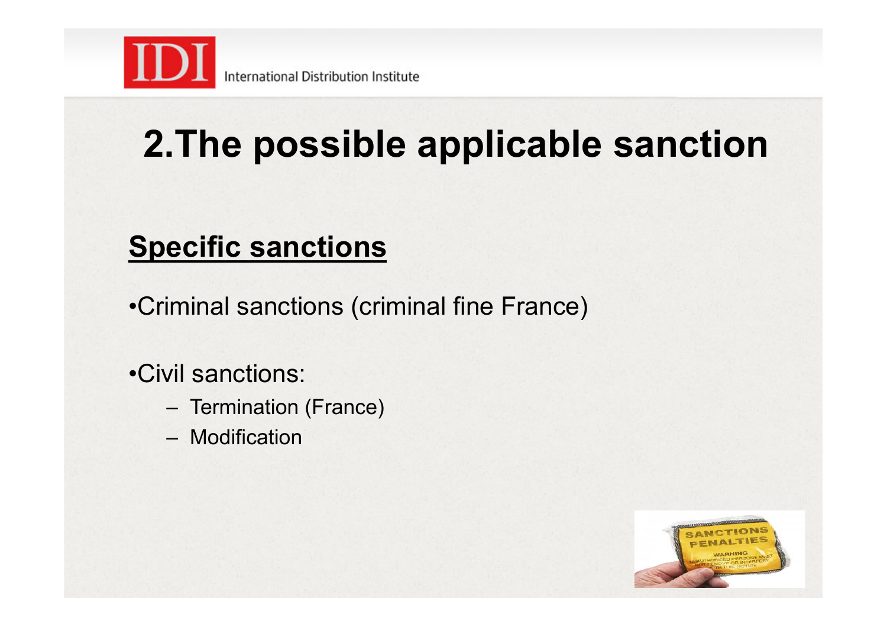# 2.The possible applicable sanction

## Specific sanctions

- Criminal sanctions (criminal fine France)

- Civil sanctions:
  - Termination (France)
  - Modification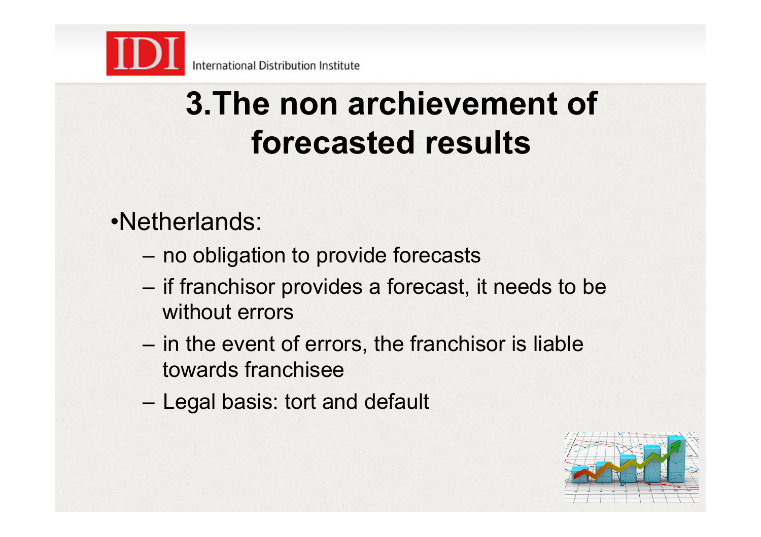# 3.The non archievement of forecasted results

- Netherlands:
  - no obligation to provide forecasts
  - if franchisor provides a forecast, it needs to be without errors
  - in the event of errors, the franchisor is liable towards franchisee
  - Legal basis: tort and default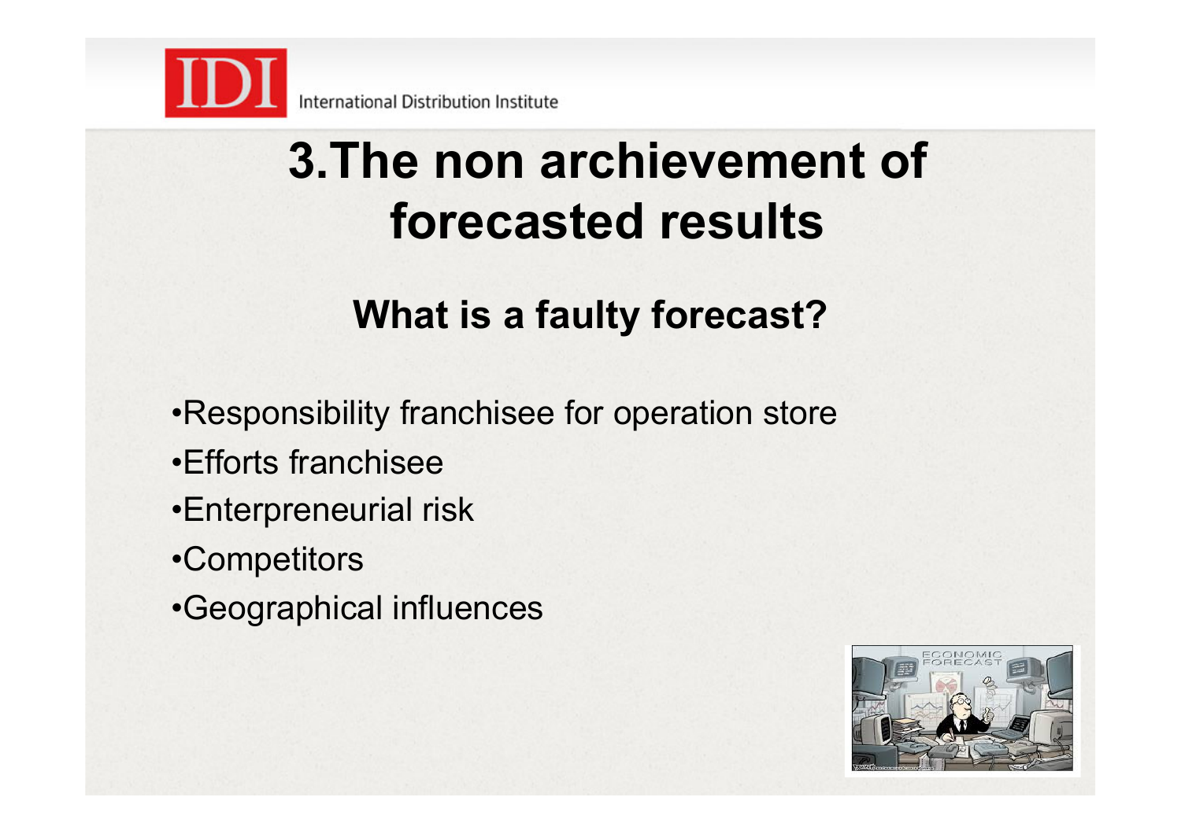# 3.The non archievement of forecasted results

## What is a faulty forecast?

- Responsibility franchisee for operation store
- Efforts franchisee
- Enterpreneurial risk
- Competitors
- Geographical influences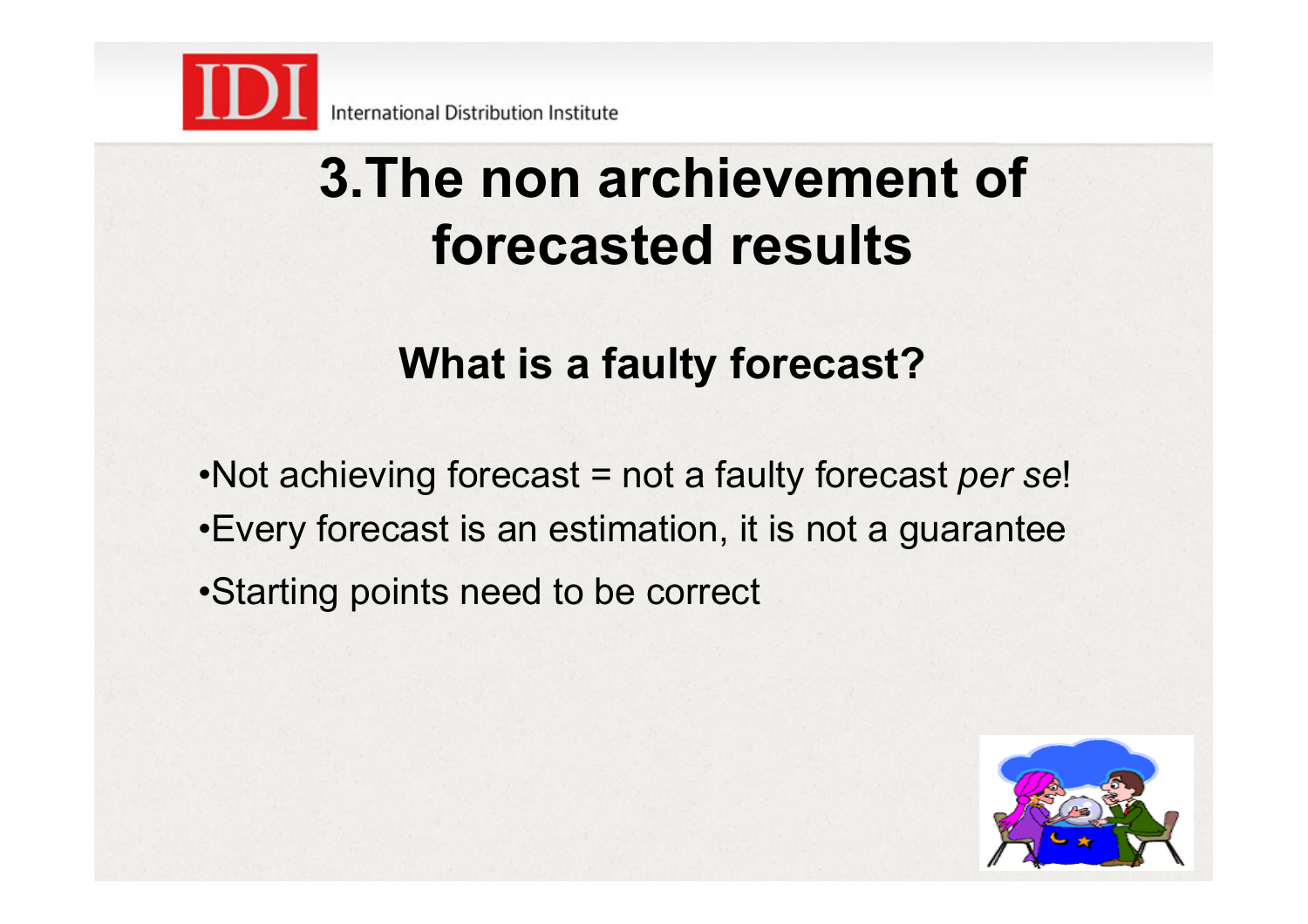# 3.The non archievement of forecasted results

## What is a faulty forecast?

- Not achieving forecast = not a faulty forecast *per se*!
- Every forecast is an estimation, it is not a guarantee
- Starting points need to be correct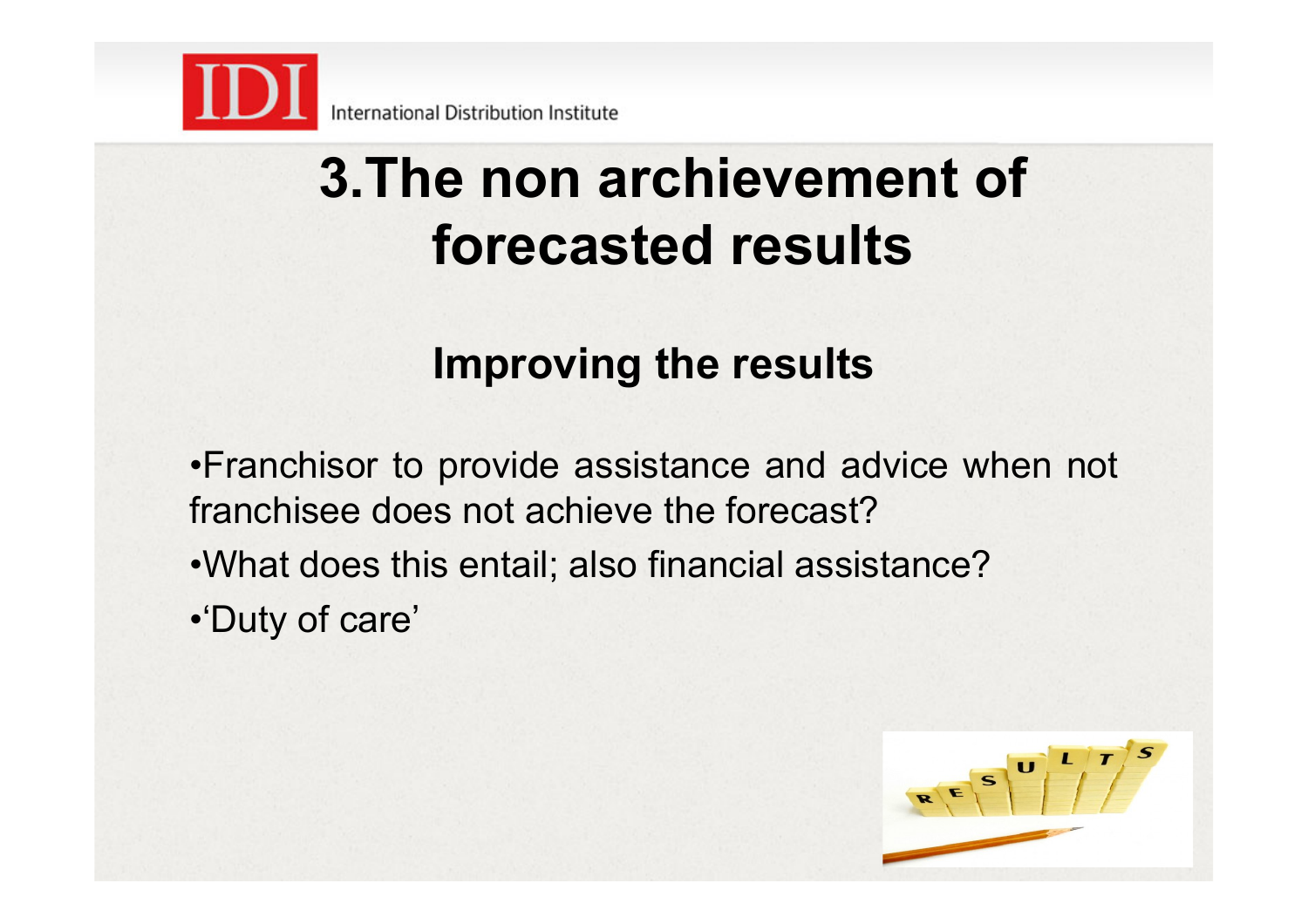# 3.The non archievement of forecasted results

## Improving the results

- Franchisor to provide assistance and advice when not franchisee does not achieve the forecast?
- What does this entail; also financial assistance?
- ‘Duty of care’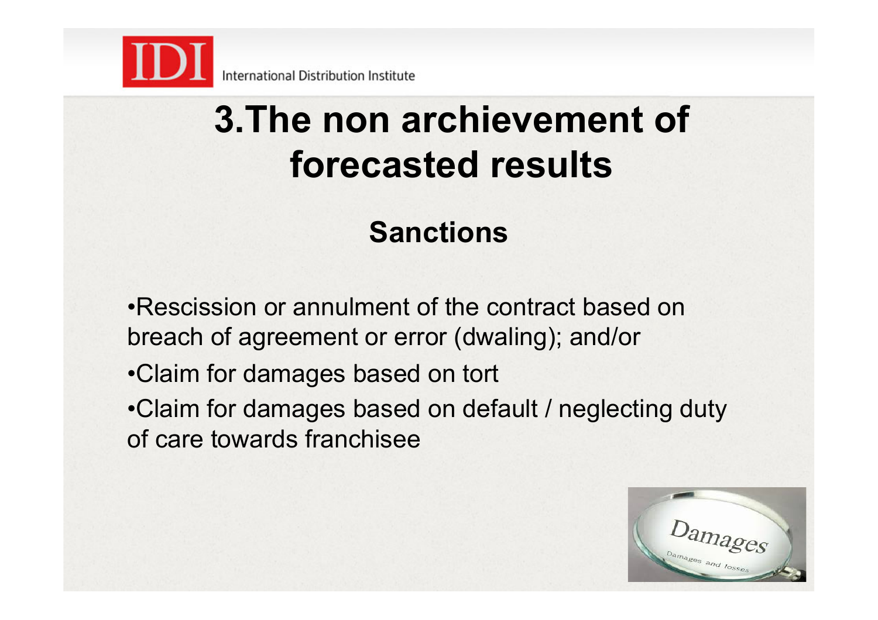# 3.The non archievement of forecasted results

## Sanctions

- Rescission or annulment of the contract based on breach of agreement or error (dwaling); and/or
- Claim for damages based on tort
- Claim for damages based on default / neglecting duty of care towards franchisee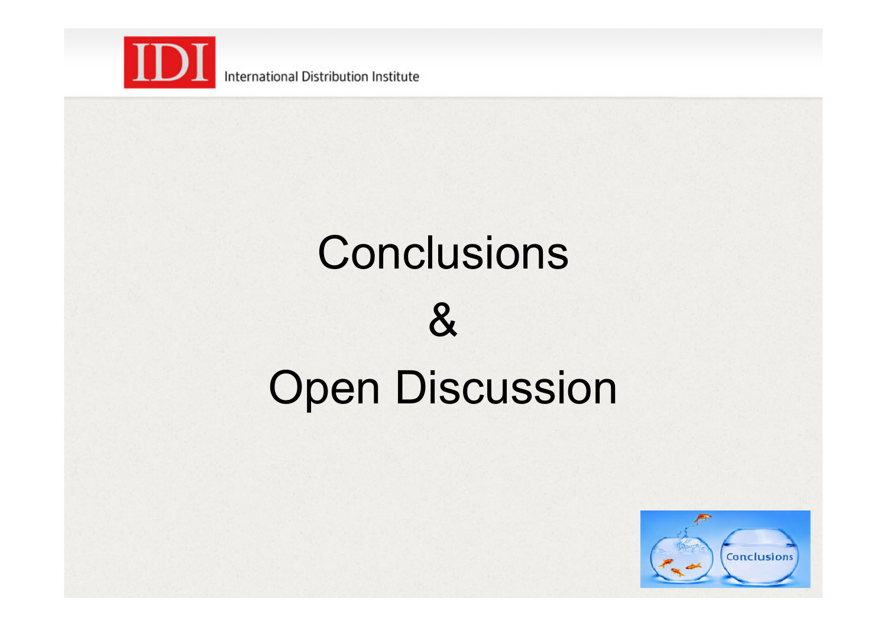# Conclusions

# &

# Open Discussion